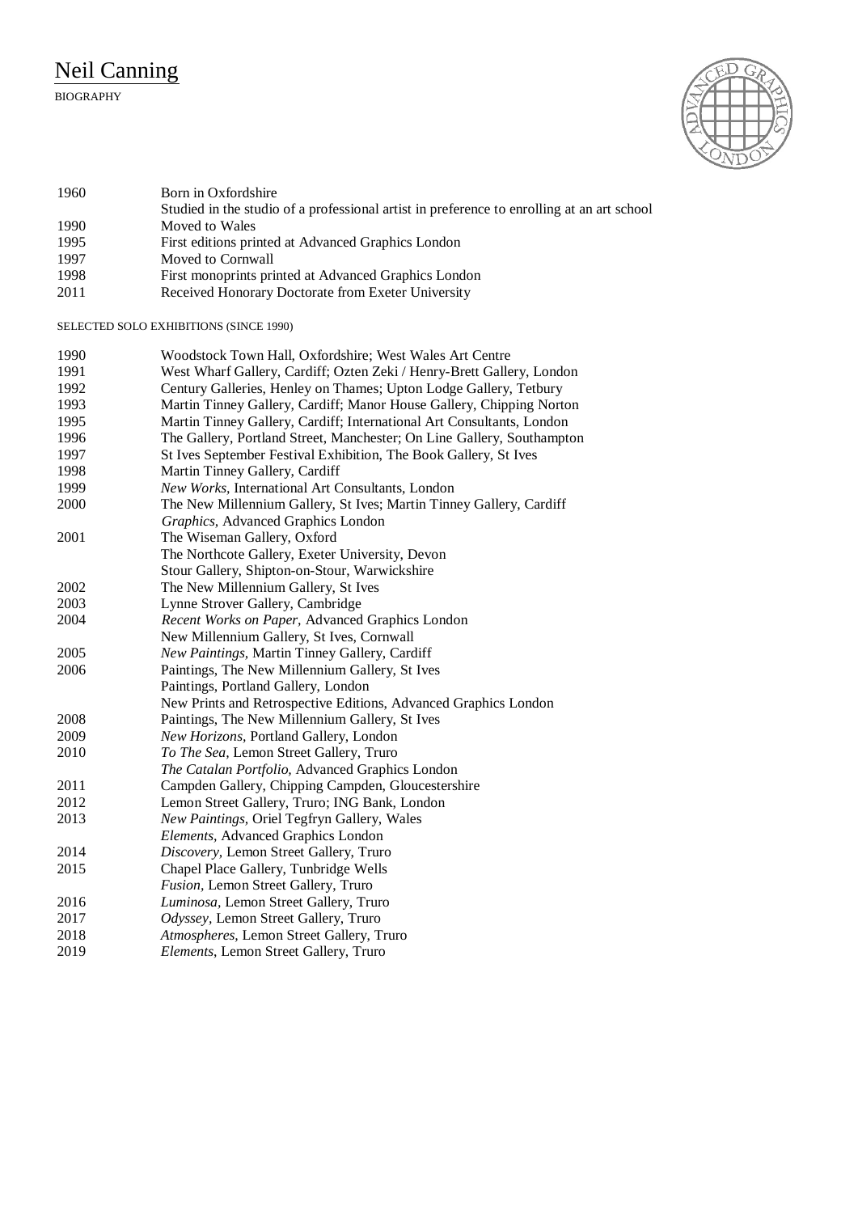# Neil Canning

BIOGRAPHY

| | |
|---|---|
| 1960 | Born in Oxfordshire |
| | Studied in the studio of a professional artist in preference to enrolling at an art school |
| 1990 | Moved to Wales |
| 1995 | First editions printed at Advanced Graphics London |
| 1997 | Moved to Cornwall |
| 1998 | First monoprints printed at Advanced Graphics London |
| 2011 | Received Honorary Doctorate from Exeter University |

SELECTED SOLO EXHIBITIONS (SINCE 1990)

| | |
|---|---|
| 1990 | Woodstock Town Hall, Oxfordshire; West Wales Art Centre |
| 1991 | West Wharf Gallery, Cardiff; Ozten Zeki / Henry-Brett Gallery, London |
| 1992 | Century Galleries, Henley on Thames; Upton Lodge Gallery, Tetbury |
| 1993 | Martin Tinney Gallery, Cardiff; Manor House Gallery, Chipping Norton |
| 1995 | Martin Tinney Gallery, Cardiff; International Art Consultants, London |
| 1996 | The Gallery, Portland Street, Manchester; On Line Gallery, Southampton |
| 1997 | St Ives September Festival Exhibition, The Book Gallery, St Ives |
| 1998 | Martin Tinney Gallery, Cardiff |
| 1999 | *New Works*, International Art Consultants, London |
| 2000 | The New Millennium Gallery, St Ives; Martin Tinney Gallery, Cardiff |
| | *Graphics*, Advanced Graphics London |
| 2001 | The Wiseman Gallery, Oxford |
| | The Northcote Gallery, Exeter University, Devon |
| | Stour Gallery, Shipton-on-Stour, Warwickshire |
| 2002 | The New Millennium Gallery, St Ives |
| 2003 | Lynne Strover Gallery, Cambridge |
| 2004 | *Recent Works on Paper*, Advanced Graphics London |
| | New Millennium Gallery, St Ives, Cornwall |
| 2005 | *New Paintings*, Martin Tinney Gallery, Cardiff |
| 2006 | Paintings, The New Millennium Gallery, St Ives |
| | Paintings, Portland Gallery, London |
| | New Prints and Retrospective Editions, Advanced Graphics London |
| 2008 | Paintings, The New Millennium Gallery, St Ives |
| 2009 | *New Horizons*, Portland Gallery, London |
| 2010 | *To The Sea*, Lemon Street Gallery, Truro |
| | *The Catalan Portfolio*, Advanced Graphics London |
| 2011 | Campden Gallery, Chipping Campden, Gloucestershire |
| 2012 | Lemon Street Gallery, Truro; ING Bank, London |
| 2013 | *New Paintings*, Oriel Tegfryn Gallery, Wales |
| | *Elements*, Advanced Graphics London |
| 2014 | *Discovery*, Lemon Street Gallery, Truro |
| 2015 | Chapel Place Gallery, Tunbridge Wells |
| | *Fusion*, Lemon Street Gallery, Truro |
| 2016 | *Luminosa*, Lemon Street Gallery, Truro |
| 2017 | *Odyssey*, Lemon Street Gallery, Truro |
| 2018 | *Atmospheres*, Lemon Street Gallery, Truro |
| 2019 | *Elements*, Lemon Street Gallery, Truro |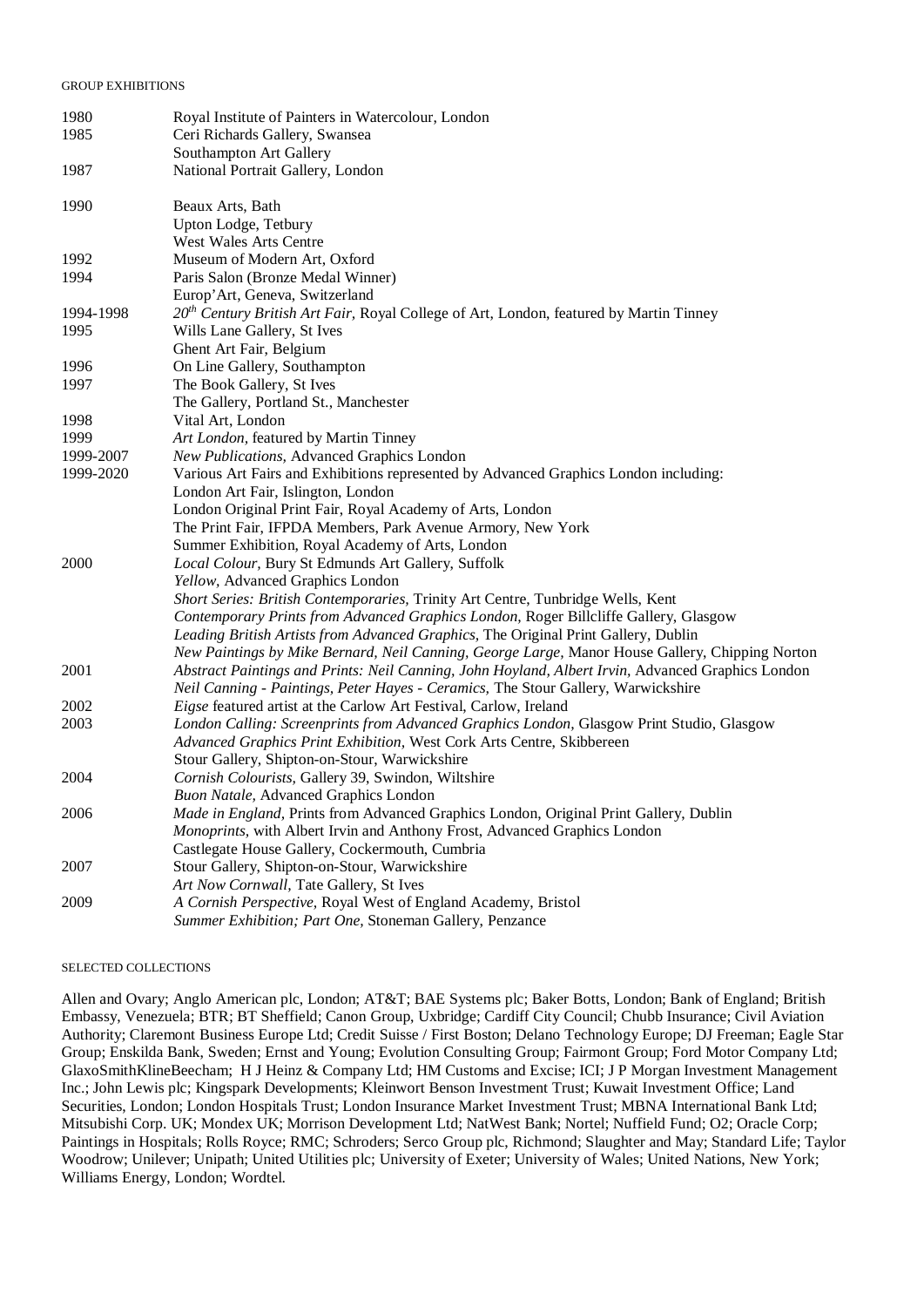GROUP EXHIBITIONS

| | |
|---|---|
| 1980 | Royal Institute of Painters in Watercolour, London |
| 1985 | Ceri Richards Gallery, Swansea |
| | Southampton Art Gallery |
| 1987 | National Portrait Gallery, London |
| 1990 | Beaux Arts, Bath |
| | Upton Lodge, Tetbury |
| | West Wales Arts Centre |
| 1992 | Museum of Modern Art, Oxford |
| 1994 | Paris Salon (Bronze Medal Winner) |
| | Europ'Art, Geneva, Switzerland |
| 1994-1998 | *20th Century British Art Fair*, Royal College of Art, London, featured by Martin Tinney |
| 1995 | Wills Lane Gallery, St Ives |
| | Ghent Art Fair, Belgium |
| 1996 | On Line Gallery, Southampton |
| 1997 | The Book Gallery, St Ives |
| | The Gallery, Portland St., Manchester |
| 1998 | Vital Art, London |
| 1999 | *Art London*, featured by Martin Tinney |
| 1999-2007 | *New Publications*, Advanced Graphics London |
| 1999-2020 | Various Art Fairs and Exhibitions represented by Advanced Graphics London including: |
| | London Art Fair, Islington, London |
| | London Original Print Fair, Royal Academy of Arts, London |
| | The Print Fair, IFPDA Members, Park Avenue Armory, New York |
| | Summer Exhibition, Royal Academy of Arts, London |
| 2000 | *Local Colour*, Bury St Edmunds Art Gallery, Suffolk |
| | *Yellow*, Advanced Graphics London |
| | *Short Series: British Contemporaries*, Trinity Art Centre, Tunbridge Wells, Kent |
| | *Contemporary Prints from Advanced Graphics London*, Roger Billcliffe Gallery, Glasgow |
| | *Leading British Artists from Advanced Graphics*, The Original Print Gallery, Dublin |
| | *New Paintings by Mike Bernard, Neil Canning, George Large*, Manor House Gallery, Chipping Norton |
| 2001 | *Abstract Paintings and Prints: Neil Canning, John Hoyland, Albert Irvin*, Advanced Graphics London |
| | *Neil Canning - Paintings, Peter Hayes - Ceramics*, The Stour Gallery, Warwickshire |
| 2002 | *Eigse* featured artist at the Carlow Art Festival, Carlow, Ireland |
| 2003 | *London Calling: Screenprints from Advanced Graphics London*, Glasgow Print Studio, Glasgow |
| | *Advanced Graphics Print Exhibition*, West Cork Arts Centre, Skibbereen |
| | Stour Gallery, Shipton-on-Stour, Warwickshire |
| 2004 | *Cornish Colourists*, Gallery 39, Swindon, Wiltshire |
| | *Buon Natale*, Advanced Graphics London |
| 2006 | *Made in England*, Prints from Advanced Graphics London, Original Print Gallery, Dublin |
| | *Monoprints*, with Albert Irvin and Anthony Frost, Advanced Graphics London |
| | Castlegate House Gallery, Cockermouth, Cumbria |
| 2007 | Stour Gallery, Shipton-on-Stour, Warwickshire |
| | *Art Now Cornwall*, Tate Gallery, St Ives |
| 2009 | *A Cornish Perspective*, Royal West of England Academy, Bristol |
| | *Summer Exhibition; Part One*, Stoneman Gallery, Penzance |

SELECTED COLLECTIONS

Allen and Ovary; Anglo American plc, London; AT&T; BAE Systems plc; Baker Botts, London; Bank of England; British Embassy, Venezuela; BTR; BT Sheffield; Canon Group, Uxbridge; Cardiff City Council; Chubb Insurance; Civil Aviation Authority; Claremont Business Europe Ltd; Credit Suisse / First Boston; Delano Technology Europe; DJ Freeman; Eagle Star Group; Enskilda Bank, Sweden; Ernst and Young; Evolution Consulting Group; Fairmont Group; Ford Motor Company Ltd; GlaxoSmithKlineBeecham; H J Heinz & Company Ltd; HM Customs and Excise; ICI; J P Morgan Investment Management Inc.; John Lewis plc; Kingspark Developments; Kleinwort Benson Investment Trust; Kuwait Investment Office; Land Securities, London; London Hospitals Trust; London Insurance Market Investment Trust; MBNA International Bank Ltd; Mitsubishi Corp. UK; Mondex UK; Morrison Development Ltd; NatWest Bank; Nortel; Nuffield Fund; O2; Oracle Corp; Paintings in Hospitals; Rolls Royce; RMC; Schroders; Serco Group plc, Richmond; Slaughter and May; Standard Life; Taylor Woodrow; Unilever; Unipath; United Utilities plc; University of Exeter; University of Wales; United Nations, New York; Williams Energy, London; Wordtel.